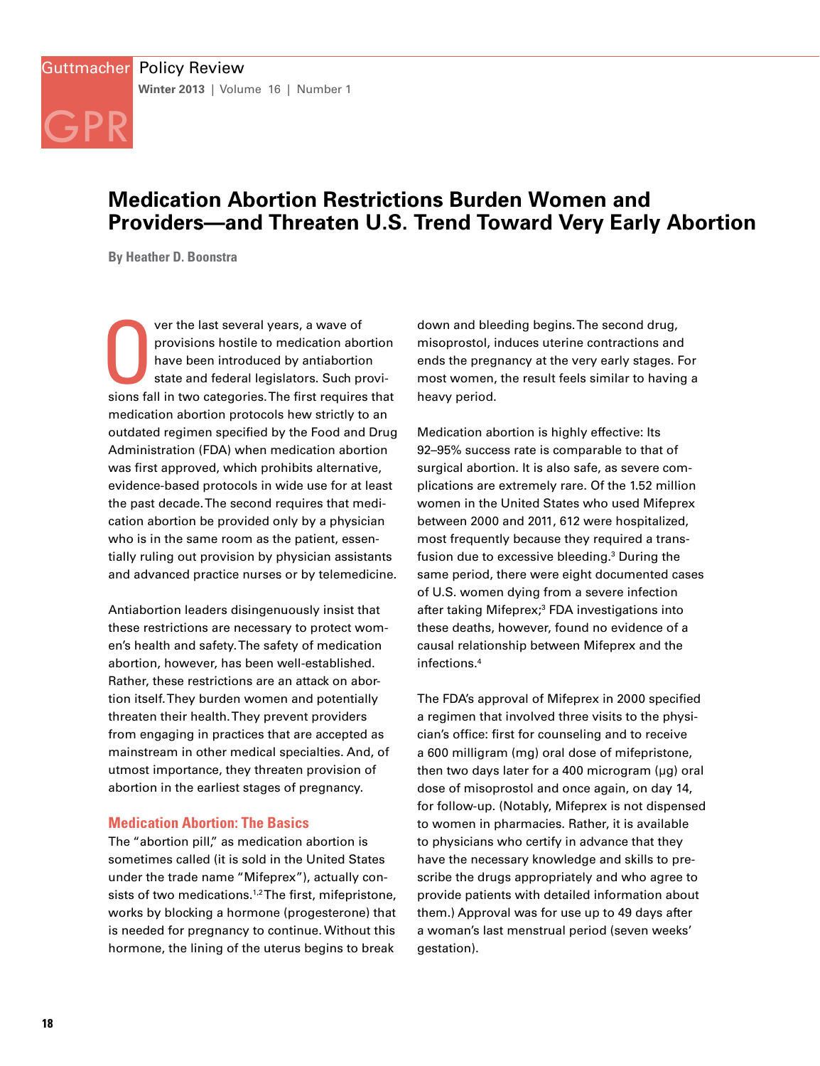# Medication Abortion Restrictions Burden Women and Providers—and Threaten U.S. Trend Toward Very Early Abortion

**By Heather D. Boonstra**

Over the last several years, a wave of provisions hostile to medication abortion have been introduced by antiabortion state and federal legislators. Such provisions fall in two categories. The first requires that medication abortion protocols hew strictly to an outdated regimen specified by the Food and Drug Administration (FDA) when medication abortion was first approved, which prohibits alternative, evidence-based protocols in wide use for at least the past decade. The second requires that medication abortion be provided only by a physician who is in the same room as the patient, essentially ruling out provision by physician assistants and advanced practice nurses or by telemedicine.

Antiabortion leaders disingenuously insist that these restrictions are necessary to protect women's health and safety. The safety of medication abortion, however, has been well-established. Rather, these restrictions are an attack on abortion itself. They burden women and potentially threaten their health. They prevent providers from engaging in practices that are accepted as mainstream in other medical specialties. And, of utmost importance, they threaten provision of abortion in the earliest stages of pregnancy.

## Medication Abortion: The Basics

The "abortion pill," as medication abortion is sometimes called (it is sold in the United States under the trade name "Mifeprex"), actually consists of two medications.[1,2] The first, mifepristone, works by blocking a hormone (progesterone) that is needed for pregnancy to continue. Without this hormone, the lining of the uterus begins to break down and bleeding begins. The second drug, misoprostol, induces uterine contractions and ends the pregnancy at the very early stages. For most women, the result feels similar to having a heavy period.

Medication abortion is highly effective: Its 92–95% success rate is comparable to that of surgical abortion. It is also safe, as severe complications are extremely rare. Of the 1.52 million women in the United States who used Mifeprex between 2000 and 2011, 612 were hospitalized, most frequently because they required a transfusion due to excessive bleeding.[3] During the same period, there were eight documented cases of U.S. women dying from a severe infection after taking Mifeprex;[3] FDA investigations into these deaths, however, found no evidence of a causal relationship between Mifeprex and the infections.[4]

The FDA's approval of Mifeprex in 2000 specified a regimen that involved three visits to the physician's office: first for counseling and to receive a 600 milligram (mg) oral dose of mifepristone, then two days later for a 400 microgram (μg) oral dose of misoprostol and once again, on day 14, for follow-up. (Notably, Mifeprex is not dispensed to women in pharmacies. Rather, it is available to physicians who certify in advance that they have the necessary knowledge and skills to prescribe the drugs appropriately and who agree to provide patients with detailed information about them.) Approval was for use up to 49 days after a woman's last menstrual period (seven weeks' gestation).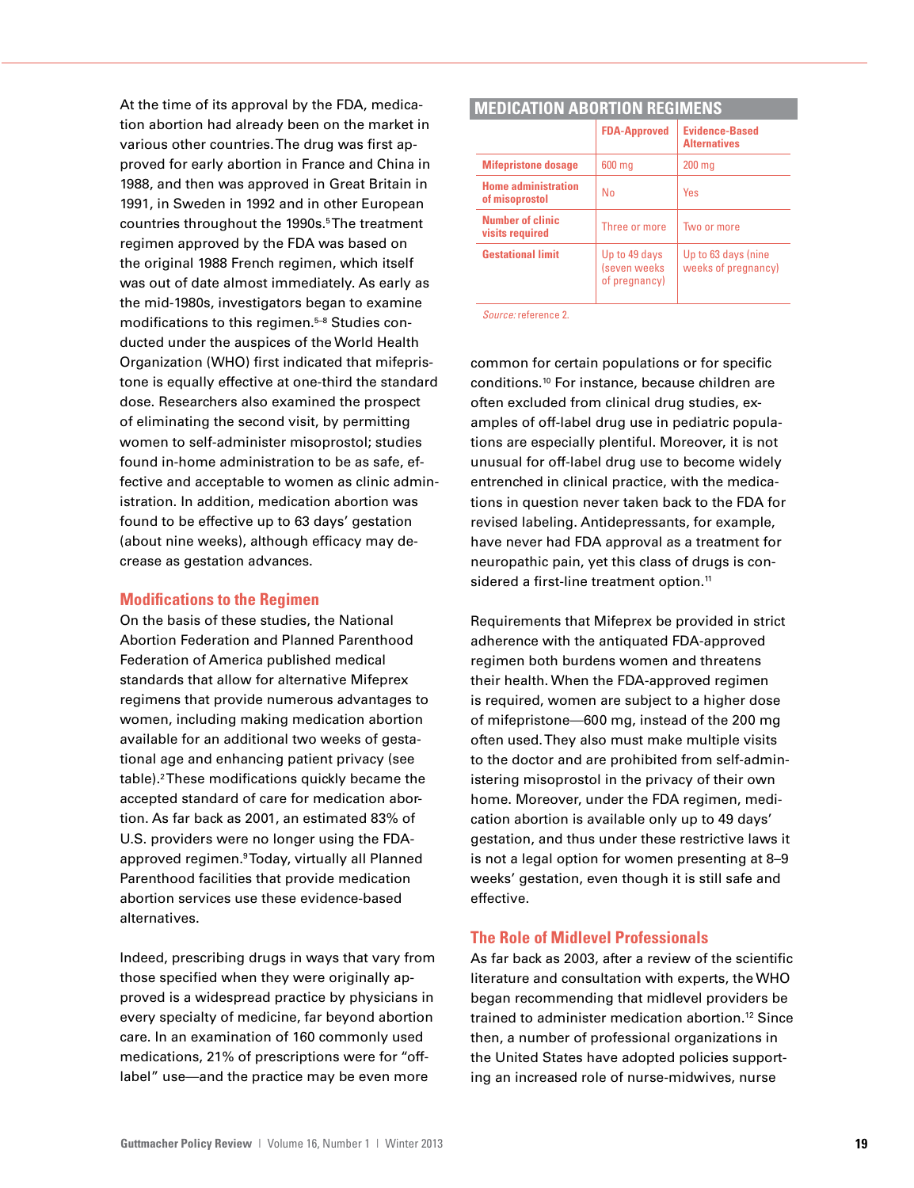At the time of its approval by the FDA, medication abortion had already been on the market in various other countries. The drug was first approved for early abortion in France and China in 1988, and then was approved in Great Britain in 1991, in Sweden in 1992 and in other European countries throughout the 1990s.[5] The treatment regimen approved by the FDA was based on the original 1988 French regimen, which itself was out of date almost immediately. As early as the mid-1980s, investigators began to examine modifications to this regimen.[5–8] Studies conducted under the auspices of the World Health Organization (WHO) first indicated that mifepristone is equally effective at one-third the standard dose. Researchers also examined the prospect of eliminating the second visit, by permitting women to self-administer misoprostol; studies found in-home administration to be as safe, effective and acceptable to women as clinic administration. In addition, medication abortion was found to be effective up to 63 days' gestation (about nine weeks), although efficacy may decrease as gestation advances.

## Modifications to the Regimen

On the basis of these studies, the National Abortion Federation and Planned Parenthood Federation of America published medical standards that allow for alternative Mifeprex regimens that provide numerous advantages to women, including making medication abortion available for an additional two weeks of gestational age and enhancing patient privacy (see table).[2] These modifications quickly became the accepted standard of care for medication abortion. As far back as 2001, an estimated 83% of U.S. providers were no longer using the FDA-approved regimen.[9] Today, virtually all Planned Parenthood facilities that provide medication abortion services use these evidence-based alternatives.

Indeed, prescribing drugs in ways that vary from those specified when they were originally approved is a widespread practice by physicians in every specialty of medicine, far beyond abortion care. In an examination of 160 commonly used medications, 21% of prescriptions were for "off-label" use—and the practice may be even more common for certain populations or for specific conditions.[10] For instance, because children are often excluded from clinical drug studies, examples of off-label drug use in pediatric populations are especially plentiful. Moreover, it is not unusual for off-label drug use to become widely entrenched in clinical practice, with the medications in question never taken back to the FDA for revised labeling. Antidepressants, for example, have never had FDA approval as a treatment for neuropathic pain, yet this class of drugs is considered a first-line treatment option.[11]

**MEDICATION ABORTION REGIMENS**

| | FDA-Approved | Evidence-Based Alternatives |
|---|---|---|
| Mifepristone dosage | 600 mg | 200 mg |
| Home administration of misoprostol | No | Yes |
| Number of clinic visits required | Three or more | Two or more |
| Gestational limit | Up to 49 days (seven weeks of pregnancy) | Up to 63 days (nine weeks of pregnancy) |

*Source:* reference 2.

Requirements that Mifeprex be provided in strict adherence with the antiquated FDA-approved regimen both burdens women and threatens their health. When the FDA-approved regimen is required, women are subject to a higher dose of mifepristone—600 mg, instead of the 200 mg often used. They also must make multiple visits to the doctor and are prohibited from self-administering misoprostol in the privacy of their own home. Moreover, under the FDA regimen, medication abortion is available only up to 49 days' gestation, and thus under these restrictive laws it is not a legal option for women presenting at 8–9 weeks' gestation, even though it is still safe and effective.

## The Role of Midlevel Professionals

As far back as 2003, after a review of the scientific literature and consultation with experts, the WHO began recommending that midlevel providers be trained to administer medication abortion.[12] Since then, a number of professional organizations in the United States have adopted policies supporting an increased role of nurse-midwives, nurse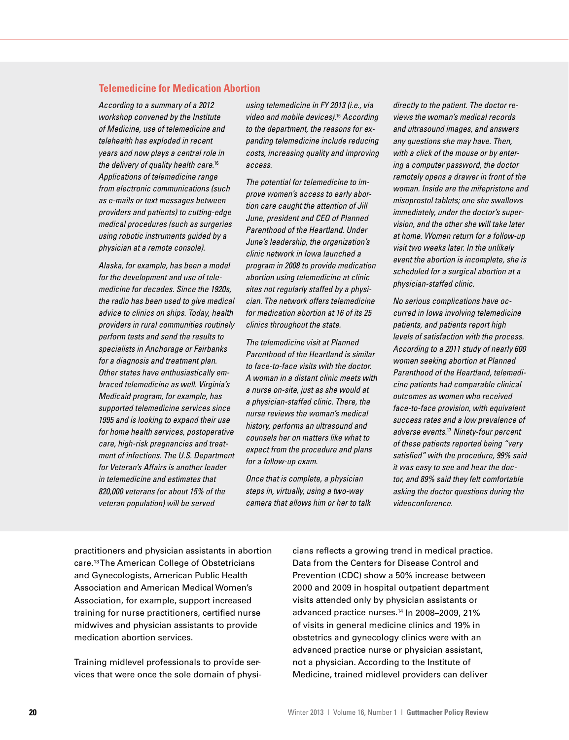### Telemedicine for Medication Abortion

*According to a summary of a 2012 workshop convened by the Institute of Medicine, use of telemedicine and telehealth has exploded in recent years and now plays a central role in the delivery of quality health care.[16] Applications of telemedicine range from electronic communications (such as e-mails or text messages between providers and patients) to cutting-edge medical procedures (such as surgeries using robotic instruments guided by a physician at a remote console).*

*Alaska, for example, has been a model for the development and use of telemedicine for decades. Since the 1920s, the radio has been used to give medical advice to clinics on ships. Today, health providers in rural communities routinely perform tests and send the results to specialists in Anchorage or Fairbanks for a diagnosis and treatment plan. Other states have enthusiastically embraced telemedicine as well. Virginia's Medicaid program, for example, has supported telemedicine services since 1995 and is looking to expand their use for home health services, postoperative care, high-risk pregnancies and treatment of infections. The U.S. Department for Veteran's Affairs is another leader in telemedicine and estimates that 820,000 veterans (or about 15% of the veteran population) will be served using telemedicine in FY 2013 (i.e., via video and mobile devices).[16] According to the department, the reasons for expanding telemedicine include reducing costs, increasing quality and improving access.*

*The potential for telemedicine to improve women's access to early abortion care caught the attention of Jill June, president and CEO of Planned Parenthood of the Heartland. Under June's leadership, the organization's clinic network in Iowa launched a program in 2008 to provide medication abortion using telemedicine at clinic sites not regularly staffed by a physician. The network offers telemedicine for medication abortion at 16 of its 25 clinics throughout the state.*

*The telemedicine visit at Planned Parenthood of the Heartland is similar to face-to-face visits with the doctor. A woman in a distant clinic meets with a nurse on-site, just as she would at a physician-staffed clinic. There, the nurse reviews the woman's medical history, performs an ultrasound and counsels her on matters like what to expect from the procedure and plans for a follow-up exam.*

*Once that is complete, a physician steps in, virtually, using a two-way camera that allows him or her to talk directly to the patient. The doctor reviews the woman's medical records and ultrasound images, and answers any questions she may have. Then, with a click of the mouse or by entering a computer password, the doctor remotely opens a drawer in front of the woman. Inside are the mifepristone and misoprostol tablets; one she swallows immediately, under the doctor's supervision, and the other she will take later at home. Women return for a follow-up visit two weeks later. In the unlikely event the abortion is incomplete, she is scheduled for a surgical abortion at a physician-staffed clinic.*

*No serious complications have occurred in Iowa involving telemedicine patients, and patients report high levels of satisfaction with the process. According to a 2011 study of nearly 600 women seeking abortion at Planned Parenthood of the Heartland, telemedicine patients had comparable clinical outcomes as women who received face-to-face provision, with equivalent success rates and a low prevalence of adverse events.[17] Ninety-four percent of these patients reported being "very satisfied" with the procedure, 99% said it was easy to see and hear the doctor, and 89% said they felt comfortable asking the doctor questions during the videoconference.*

practitioners and physician assistants in abortion care.[13] The American College of Obstetricians and Gynecologists, American Public Health Association and American Medical Women's Association, for example, support increased training for nurse practitioners, certified nurse midwives and physician assistants to provide medication abortion services.

Training midlevel professionals to provide services that were once the sole domain of physicians reflects a growing trend in medical practice. Data from the Centers for Disease Control and Prevention (CDC) show a 50% increase between 2000 and 2009 in hospital outpatient department visits attended only by physician assistants or advanced practice nurses.[14] In 2008–2009, 21% of visits in general medicine clinics and 19% in obstetrics and gynecology clinics were with an advanced practice nurse or physician assistant, not a physician. According to the Institute of Medicine, trained midlevel providers can deliver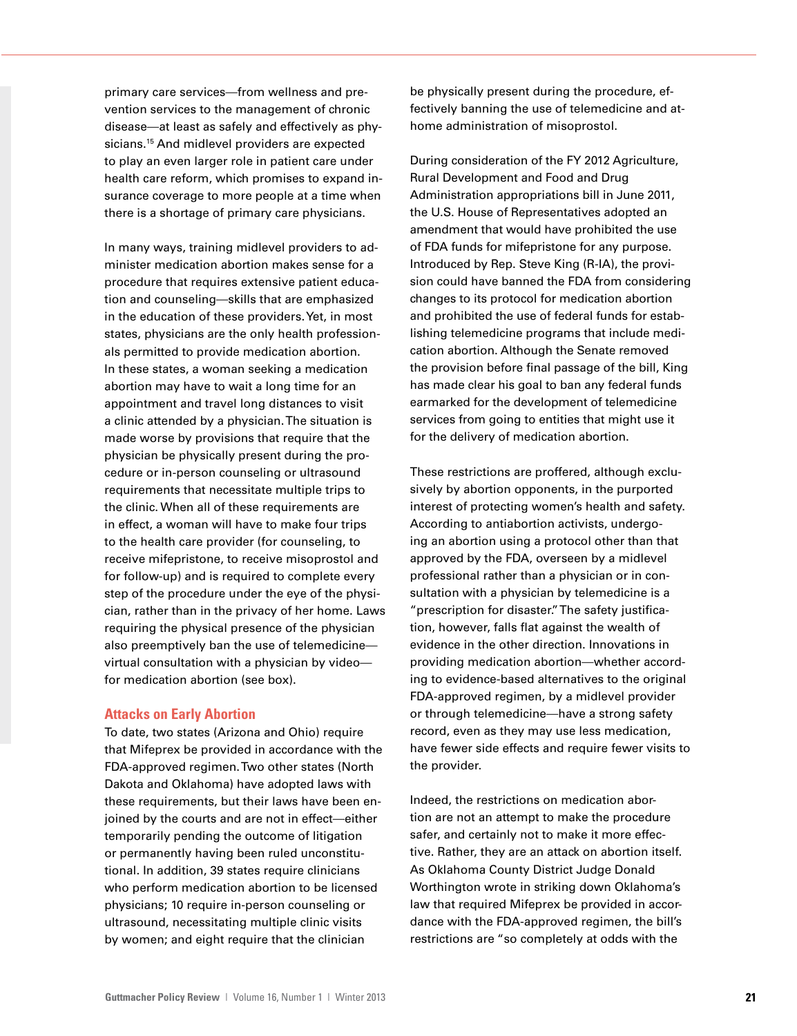primary care services—from wellness and prevention services to the management of chronic disease—at least as safely and effectively as physicians.[15] And midlevel providers are expected to play an even larger role in patient care under health care reform, which promises to expand insurance coverage to more people at a time when there is a shortage of primary care physicians.

In many ways, training midlevel providers to administer medication abortion makes sense for a procedure that requires extensive patient education and counseling—skills that are emphasized in the education of these providers. Yet, in most states, physicians are the only health professionals permitted to provide medication abortion. In these states, a woman seeking a medication abortion may have to wait a long time for an appointment and travel long distances to visit a clinic attended by a physician. The situation is made worse by provisions that require that the physician be physically present during the procedure or in-person counseling or ultrasound requirements that necessitate multiple trips to the clinic. When all of these requirements are in effect, a woman will have to make four trips to the health care provider (for counseling, to receive mifepristone, to receive misoprostol and for follow-up) and is required to complete every step of the procedure under the eye of the physician, rather than in the privacy of her home. Laws requiring the physical presence of the physician also preemptively ban the use of telemedicine—virtual consultation with a physician by video—for medication abortion (see box).

## Attacks on Early Abortion

To date, two states (Arizona and Ohio) require that Mifeprex be provided in accordance with the FDA-approved regimen. Two other states (North Dakota and Oklahoma) have adopted laws with these requirements, but their laws have been enjoined by the courts and are not in effect—either temporarily pending the outcome of litigation or permanently having been ruled unconstitutional. In addition, 39 states require clinicians who perform medication abortion to be licensed physicians; 10 require in-person counseling or ultrasound, necessitating multiple clinic visits by women; and eight require that the clinician be physically present during the procedure, effectively banning the use of telemedicine and at-home administration of misoprostol.

During consideration of the FY 2012 Agriculture, Rural Development and Food and Drug Administration appropriations bill in June 2011, the U.S. House of Representatives adopted an amendment that would have prohibited the use of FDA funds for mifepristone for any purpose. Introduced by Rep. Steve King (R-IA), the provision could have banned the FDA from considering changes to its protocol for medication abortion and prohibited the use of federal funds for establishing telemedicine programs that include medication abortion. Although the Senate removed the provision before final passage of the bill, King has made clear his goal to ban any federal funds earmarked for the development of telemedicine services from going to entities that might use it for the delivery of medication abortion.

These restrictions are proffered, although exclusively by abortion opponents, in the purported interest of protecting women's health and safety. According to antiabortion activists, undergoing an abortion using a protocol other than that approved by the FDA, overseen by a midlevel professional rather than a physician or in consultation with a physician by telemedicine is a "prescription for disaster." The safety justification, however, falls flat against the wealth of evidence in the other direction. Innovations in providing medication abortion—whether according to evidence-based alternatives to the original FDA-approved regimen, by a midlevel provider or through telemedicine—have a strong safety record, even as they may use less medication, have fewer side effects and require fewer visits to the provider.

Indeed, the restrictions on medication abortion are not an attempt to make the procedure safer, and certainly not to make it more effective. Rather, they are an attack on abortion itself. As Oklahoma County District Judge Donald Worthington wrote in striking down Oklahoma's law that required Mifeprex be provided in accordance with the FDA-approved regimen, the bill's restrictions are "so completely at odds with the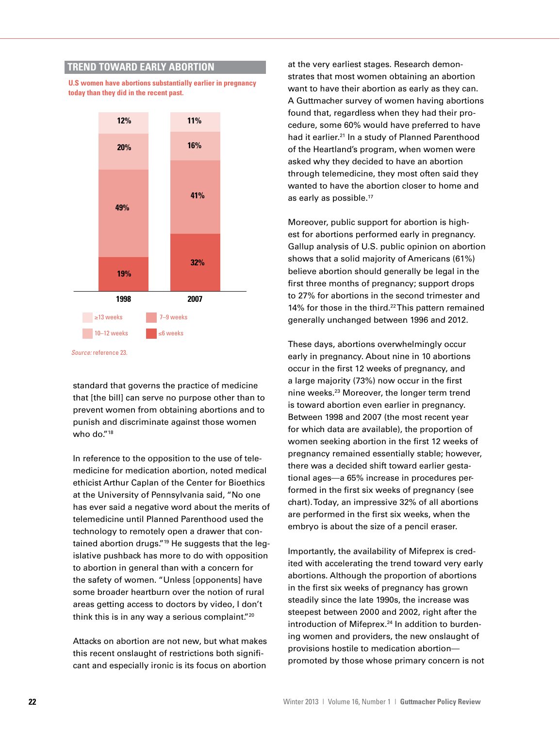## TREND TOWARD EARLY ABORTION

**U.S women have abortions substantially earlier in pregnancy today than they did in the recent past.**

| Gestational age | 1998 | 2007 |
| --- | --- | --- |
| ≥13 weeks | 12% | 11% |
| 10–12 weeks | 20% | 16% |
| 7–9 weeks | 49% | 41% |
| ≤6 weeks | 19% | 32% |

*Source:* reference 23.

standard that governs the practice of medicine that [the bill] can serve no purpose other than to prevent women from obtaining abortions and to punish and discriminate against those women who do."[18]

In reference to the opposition to the use of telemedicine for medication abortion, noted medical ethicist Arthur Caplan of the Center for Bioethics at the University of Pennsylvania said, "No one has ever said a negative word about the merits of telemedicine until Planned Parenthood used the technology to remotely open a drawer that contained abortion drugs."[19] He suggests that the legislative pushback has more to do with opposition to abortion in general than with a concern for the safety of women. "Unless [opponents] have some broader heartburn over the notion of rural areas getting access to doctors by video, I don't think this is in any way a serious complaint."[20]

Attacks on abortion are not new, but what makes this recent onslaught of restrictions both significant and especially ironic is its focus on abortion at the very earliest stages. Research demonstrates that most women obtaining an abortion want to have their abortion as early as they can. A Guttmacher survey of women having abortions found that, regardless when they had their procedure, some 60% would have preferred to have had it earlier.[21] In a study of Planned Parenthood of the Heartland's program, when women were asked why they decided to have an abortion through telemedicine, they most often said they wanted to have the abortion closer to home and as early as possible.[17]

Moreover, public support for abortion is highest for abortions performed early in pregnancy. Gallup analysis of U.S. public opinion on abortion shows that a solid majority of Americans (61%) believe abortion should generally be legal in the first three months of pregnancy; support drops to 27% for abortions in the second trimester and 14% for those in the third.[22] This pattern remained generally unchanged between 1996 and 2012.

These days, abortions overwhelmingly occur early in pregnancy. About nine in 10 abortions occur in the first 12 weeks of pregnancy, and a large majority (73%) now occur in the first nine weeks.[23] Moreover, the longer term trend is toward abortion even earlier in pregnancy. Between 1998 and 2007 (the most recent year for which data are available), the proportion of women seeking abortion in the first 12 weeks of pregnancy remained essentially stable; however, there was a decided shift toward earlier gestational ages—a 65% increase in procedures performed in the first six weeks of pregnancy (see chart). Today, an impressive 32% of all abortions are performed in the first six weeks, when the embryo is about the size of a pencil eraser.

Importantly, the availability of Mifeprex is credited with accelerating the trend toward very early abortions. Although the proportion of abortions in the first six weeks of pregnancy has grown steadily since the late 1990s, the increase was steepest between 2000 and 2002, right after the introduction of Mifeprex.[24] In addition to burdening women and providers, the new onslaught of provisions hostile to medication abortion—promoted by those whose primary concern is not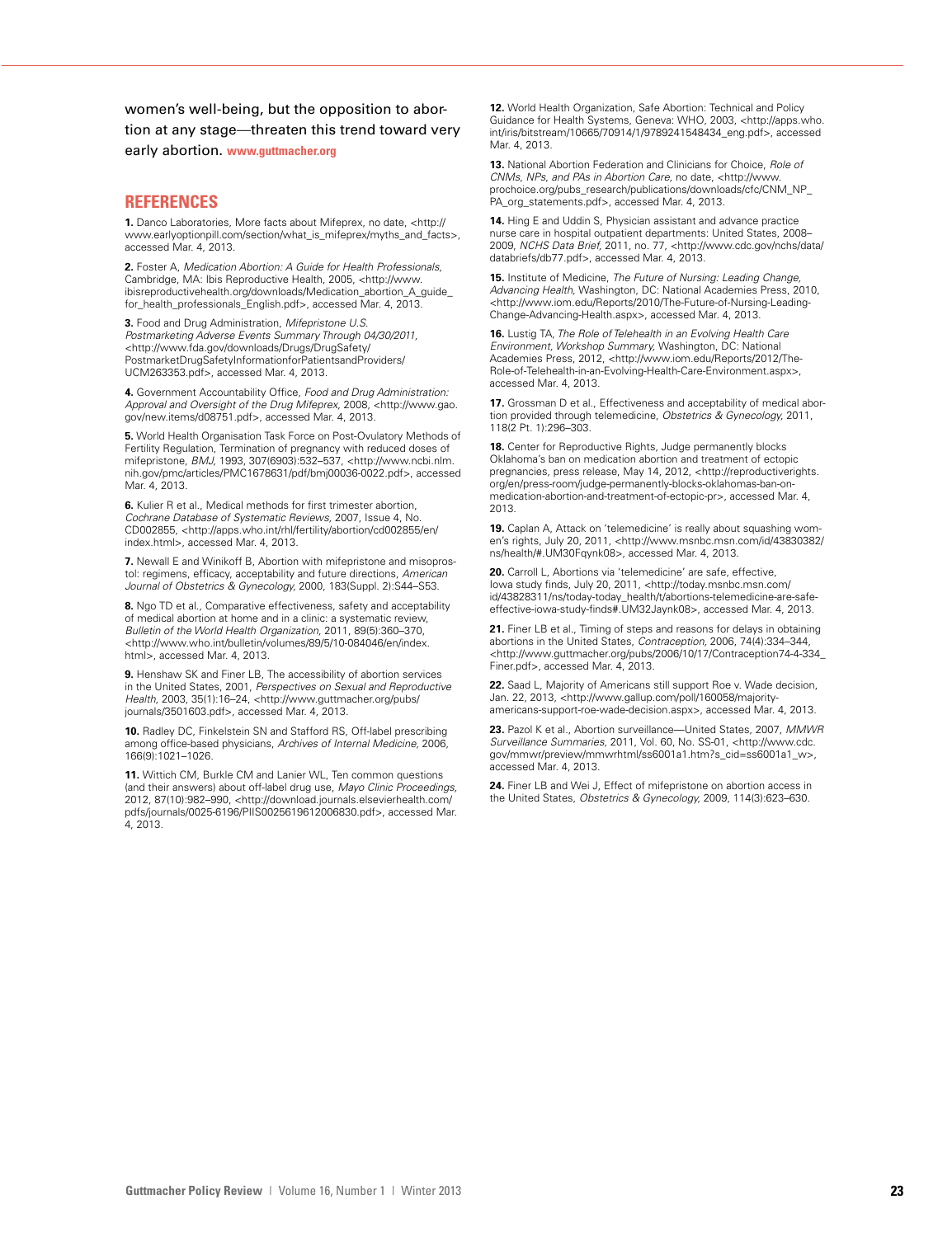women's well-being, but the opposition to abortion at any stage—threaten this trend toward very early abortion. **www.guttmacher.org**

## REFERENCES

**1.** Danco Laboratories, More facts about Mifeprex, no date, <http://www.earlyoptionpill.com/section/what_is_mifeprex/myths_and_facts>, accessed Mar. 4, 2013.

**2.** Foster A, *Medication Abortion: A Guide for Health Professionals,* Cambridge, MA: Ibis Reproductive Health, 2005, <http://www.ibisreproductivehealth.org/downloads/Medication_abortion_A_guide_for_health_professionals_English.pdf>, accessed Mar. 4, 2013.

**3.** Food and Drug Administration, *Mifepristone U.S. Postmarketing Adverse Events Summary Through 04/30/2011,* <http://www.fda.gov/downloads/Drugs/DrugSafety/PostmarketDrugSafetyInformationforPatientsandProviders/UCM263353.pdf>, accessed Mar. 4, 2013.

**4.** Government Accountability Office, *Food and Drug Administration: Approval and Oversight of the Drug Mifeprex,* 2008, <http://www.gao.gov/new.items/d08751.pdf>, accessed Mar. 4, 2013.

**5.** World Health Organisation Task Force on Post-Ovulatory Methods of Fertility Regulation, Termination of pregnancy with reduced doses of mifepristone, *BMJ,* 1993, 307(6903):532–537, <http://www.ncbi.nlm.nih.gov/pmc/articles/PMC1678631/pdf/bmj00036-0022.pdf>, accessed Mar. 4, 2013.

**6.** Kulier R et al., Medical methods for first trimester abortion, *Cochrane Database of Systematic Reviews,* 2007, Issue 4, No. CD002855, <http://apps.who.int/rhl/fertility/abortion/cd002855/en/index.html>, accessed Mar. 4, 2013.

**7.** Newall E and Winikoff B, Abortion with mifepristone and misoprostol: regimens, efficacy, acceptability and future directions, *American Journal of Obstetrics & Gynecology,* 2000, 183(Suppl. 2):S44–S53.

**8.** Ngo TD et al., Comparative effectiveness, safety and acceptability of medical abortion at home and in a clinic: a systematic review, *Bulletin of the World Health Organization,* 2011, 89(5):360–370, <http://www.who.int/bulletin/volumes/89/5/10-084046/en/index.html>, accessed Mar. 4, 2013.

**9.** Henshaw SK and Finer LB, The accessibility of abortion services in the United States, 2001, *Perspectives on Sexual and Reproductive Health,* 2003, 35(1):16–24, <http://www.guttmacher.org/pubs/journals/3501603.pdf>, accessed Mar. 4, 2013.

**10.** Radley DC, Finkelstein SN and Stafford RS, Off-label prescribing among office-based physicians, *Archives of Internal Medicine,* 2006, 166(9):1021–1026.

**11.** Wittich CM, Burkle CM and Lanier WL, Ten common questions (and their answers) about off-label drug use, *Mayo Clinic Proceedings,* 2012, 87(10):982–990, <http://download.journals.elsevierhealth.com/pdfs/journals/0025-6196/PIIS0025619612006830.pdf>, accessed Mar. 4, 2013.

**12.** World Health Organization, Safe Abortion: Technical and Policy Guidance for Health Systems, Geneva: WHO, 2003, <http://apps.who.int/iris/bitstream/10665/70914/1/9789241548434_eng.pdf>, accessed Mar. 4, 2013.

**13.** National Abortion Federation and Clinicians for Choice, *Role of CNMs, NPs, and PAs in Abortion Care,* no date, <http://www.prochoice.org/pubs_research/publications/downloads/cfc/CNM_NP_PA_org_statements.pdf>, accessed Mar. 4, 2013.

**14.** Hing E and Uddin S, Physician assistant and advance practice nurse care in hospital outpatient departments: United States, 2008–2009, *NCHS Data Brief,* 2011, no. 77, <http://www.cdc.gov/nchs/data/databriefs/db77.pdf>, accessed Mar. 4, 2013.

**15.** Institute of Medicine, *The Future of Nursing: Leading Change, Advancing Health,* Washington, DC: National Academies Press, 2010, <http://www.iom.edu/Reports/2010/The-Future-of-Nursing-Leading-Change-Advancing-Health.aspx>, accessed Mar. 4, 2013.

**16.** Lustig TA, *The Role of Telehealth in an Evolving Health Care Environment, Workshop Summary,* Washington, DC: National Academies Press, 2012, <http://www.iom.edu/Reports/2012/The-Role-of-Telehealth-in-an-Evolving-Health-Care-Environment.aspx>, accessed Mar. 4, 2013.

**17.** Grossman D et al., Effectiveness and acceptability of medical abortion provided through telemedicine, *Obstetrics & Gynecology,* 2011, 118(2 Pt. 1):296–303.

**18.** Center for Reproductive Rights, Judge permanently blocks Oklahoma's ban on medication abortion and treatment of ectopic pregnancies, press release, May 14, 2012, <http://reproductiverights.org/en/press-room/judge-permanently-blocks-oklahomas-ban-on-medication-abortion-and-treatment-of-ectopic-pr>, accessed Mar. 4, 2013.

**19.** Caplan A, Attack on 'telemedicine' is really about squashing women's rights, July 20, 2011, <http://www.msnbc.msn.com/id/43830382/ns/health/#.UM30Fqynk08>, accessed Mar. 4, 2013.

**20.** Carroll L, Abortions via 'telemedicine' are safe, effective, Iowa study finds, July 20, 2011, <http://today.msnbc.msn.com/id/43828311/ns/today-today_health/t/abortions-telemedicine-are-safe-effective-iowa-study-finds#.UM32Jaynk08>, accessed Mar. 4, 2013.

**21.** Finer LB et al., Timing of steps and reasons for delays in obtaining abortions in the United States, *Contraception,* 2006, 74(4):334–344, <http://www.guttmacher.org/pubs/2006/10/17/Contraception74-4-334_Finer.pdf>, accessed Mar. 4, 2013.

**22.** Saad L, Majority of Americans still support Roe v. Wade decision, Jan. 22, 2013, <http://www.gallup.com/poll/160058/majority-americans-support-roe-wade-decision.aspx>, accessed Mar. 4, 2013.

**23.** Pazol K et al., Abortion surveillance—United States, 2007, *MMWR Surveillance Summaries,* 2011, Vol. 60, No. SS-01, <http://www.cdc.gov/mmwr/preview/mmwrhtml/ss6001a1.htm?s_cid=ss6001a1_w>, accessed Mar. 4, 2013.

**24.** Finer LB and Wei J, Effect of mifepristone on abortion access in the United States, *Obstetrics & Gynecology,* 2009, 114(3):623–630.